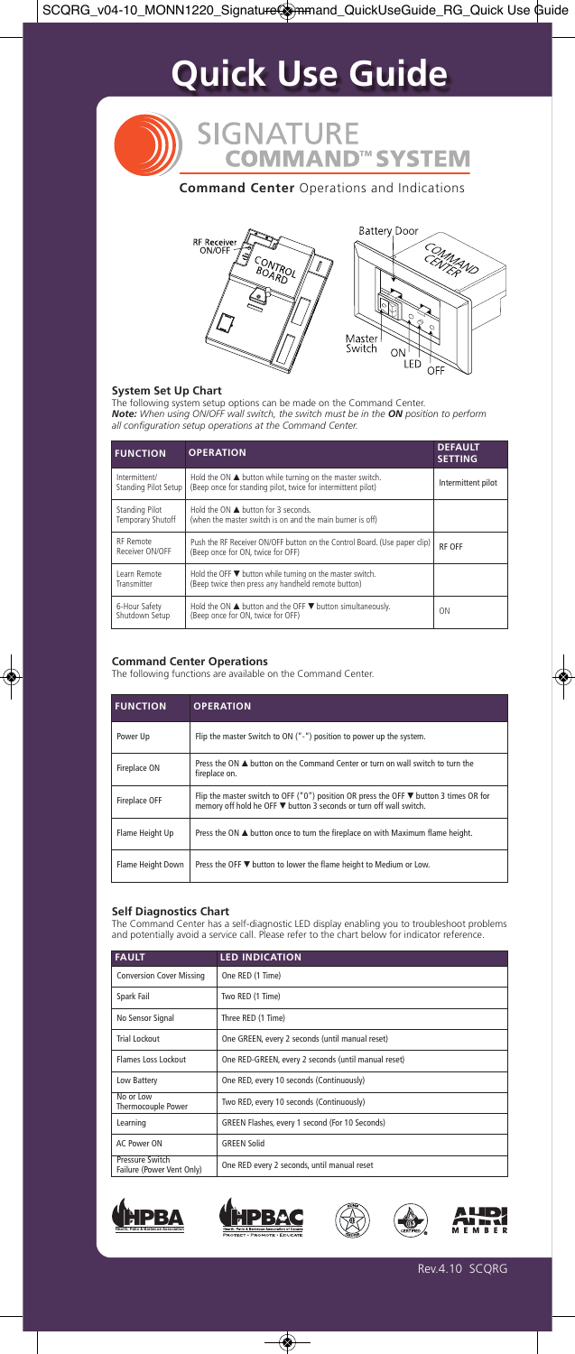# Quick Use Guide

## SIGNATURE COMMAND™ SYSTEM

### Command Center Operations and Indications

RF Receiver ON/OFF
CONTROL BOARD

Battery Door
COMMAND CENTER
Master Switch
ON
LED
OFF

### System Set Up Chart

The following system setup options can be made on the Command Center.
***Note:*** *When using ON/OFF wall switch, the switch must be in the **ON** position to perform all configuration setup operations at the Command Center.*

| FUNCTION | OPERATION | DEFAULT SETTING |
|---|---|---|
| Intermittent/ Standing Pilot Setup | Hold the ON ▲ button while turning on the master switch. (Beep once for standing pilot, twice for intermittent pilot) | Intermittent pilot |
| Standing Pilot Temporary Shutoff | Hold the ON ▲ button for 3 seconds. (when the master switch is on and the main burner is off) | |
| RF Remote Receiver ON/OFF | Push the RF Receiver ON/OFF button on the Control Board. (Use paper clip) (Beep once for ON, twice for OFF) | RF OFF |
| Learn Remote Transmitter | Hold the OFF ▼ button while turning on the master switch. (Beep twice then press any handheld remote button) | |
| 6-Hour Safety Shutdown Setup | Hold the ON ▲ button and the OFF ▼ button simultaneously. (Beep once for ON, twice for OFF) | ON |

### Command Center Operations

The following functions are available on the Command Center.

| FUNCTION | OPERATION |
|---|---|
| Power Up | Flip the master Switch to ON ("-") position to power up the system. |
| Fireplace ON | Press the ON ▲ button on the Command Center or turn on wall switch to turn the fireplace on. |
| Fireplace OFF | Flip the master switch to OFF ("0") position OR press the OFF ▼ button 3 times OR for memory off hold he OFF ▼ button 3 seconds or turn off wall switch. |
| Flame Height Up | Press the ON ▲ button once to turn the fireplace on with Maximum flame height. |
| Flame Height Down | Press the OFF ▼ button to lower the flame height to Medium or Low. |

### Self Diagnostics Chart

The Command Center has a self-diagnostic LED display enabling you to troubleshoot problems and potentially avoid a service call. Please refer to the chart below for indicator reference.

| FAULT | LED INDICATION |
|---|---|
| Conversion Cover Missing | One RED (1 Time) |
| Spark Fail | Two RED (1 Time) |
| No Sensor Signal | Three RED (1 Time) |
| Trial Lockout | One GREEN, every 2 seconds (until manual reset) |
| Flames Loss Lockout | One RED-GREEN, every 2 seconds (until manual reset) |
| Low Battery | One RED, every 10 seconds (Continuously) |
| No or Low Thermocouple Power | Two RED, every 10 seconds (Continuously) |
| Learning | GREEN Flashes, every 1 second (For 10 Seconds) |
| AC Power ON | GREEN Solid |
| Pressure Switch Failure (Power Vent Only) | One RED every 2 seconds, until manual reset |

HPBA Hearth, Patio & Barbecue Association
HPBAC Hearth, Patio & Barbecue Association of Canada PROTECT · PROMOTE · EDUCATE
AHRI MEMBER

Rev.4.10 SCQRG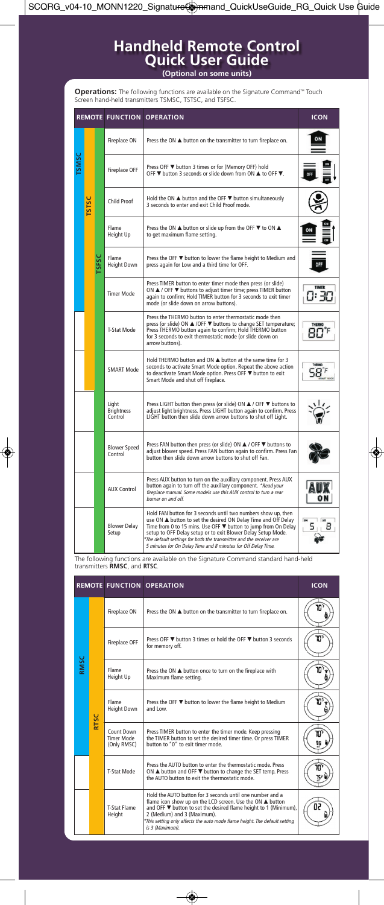# Handheld Remote Control Quick User Guide

**(Optional on some units)**

**Operations:** The following functions are available on the Signature Command™ Touch Screen hand-held transmitters TSMSC, TSTSC, and TSFSC.

| REMOTE | | | FUNCTION | OPERATION | ICON |
|---|---|---|---|---|---|
| TSMSC | TSTSC | TSFSC | Fireplace ON | Press the ON ▲ button on the transmitter to turn fireplace on. | ON |
| TSMSC | TSTSC | TSFSC | Fireplace OFF | Press OFF ▼ button 3 times or for (Memory OFF) hold OFF ▼ button 3 seconds or slide down from ON ▲ to OFF ▼. | OFF |
| TSMSC | TSTSC | TSFSC | Child Proof | Hold the ON ▲ button and the OFF ▼ button simultaneously 3 seconds to enter and exit Child Proof mode. | |
| TSMSC | TSTSC | TSFSC | Flame Height Up | Press the ON ▲ button or slide up from the OFF ▼ to ON ▲ to get maximum flame setting. | ON |
| TSMSC | TSTSC | TSFSC | Flame Height Down | Press the OFF ▼ button to lower the flame height to Medium and press again for Low and a third time for OFF. | OFF |
| TSMSC | TSTSC | TSFSC | Timer Mode | Press TIMER button to enter timer mode then press (or slide) ON ▲ / OFF ▼ buttons to adjust timer time; press TIMER button again to confirm; Hold TIMER button for 3 seconds to exit timer mode (or slide down on arrow buttons). | TIMER 0:30 |
| | TSTSC | TSFSC | T-Stat Mode | Press the THERMO button to enter thermostatic mode then press (or slide) ON ▲ /OFF ▼ buttons to change SET temperature; Press THERMO button again to confirm; Hold THERMO button for 3 seconds to exit thermostatic mode (or slide down on arrow buttons). | THERMO 80°F |
| | TSTSC | TSFSC | SMART Mode | Hold THERMO button and ON ▲ button at the same time for 3 seconds to activate Smart Mode option. Repeat the above action to deactivate Smart Mode option. Press OFF ▼ button to exit Smart Mode and shut off fireplace. | THERMO 58°F SMART MODE |
| | | TSFSC | Light Brightness Control | Press LIGHT button then press (or slide) ON ▲ / OFF ▼ buttons to adjust light brightness. Press LIGHT button again to confirm. Press LIGHT button then slide down arrow buttons to shut off Light. | |
| | | TSFSC | Blower Speed Control | Press FAN button then press (or slide) ON ▲ / OFF ▼ buttons to adjust blower speed. Press FAN button again to confirm. Press Fan button then slide down arrow buttons to shut off Fan. | |
| | | TSFSC | AUX Control | Press AUX button to turn on the auxillary component. Press AUX button again to turn off the auxillary component. *Read your fireplace manual. Some models use this AUX control to turn a rear burner on and off.* | AUX ON |
| | | TSFSC | Blower Delay Setup | Hold FAN button for 3 seconds until two numbers show up, then use ON ▲ button to set the desired ON Delay Time and Off Delay Time from 0 to 15 mins. Use OFF ▼ button to jump from On Delay setup to OFF Delay setup or to exit Blower Delay Setup Mode. *\*The default settings for both the transmitter and the receiver are 5 minutes for On Delay Time and 8 minutes for Off Delay Time.* | ON 5 OFF 8 |

The following functions are available on the Signature Command standard hand-held transmitters **RMSC**, and **RTSC**.

| REMOTE | | FUNCTION | OPERATION | ICON |
|---|---|---|---|---|
| RMSC | RTSC | Fireplace ON | Press the ON ▲ button on the transmitter to turn fireplace on. | 70° |
| RMSC | RTSC | Fireplace OFF | Press OFF ▼ button 3 times or hold the OFF ▼ button 3 seconds for memory off. | 70° |
| RMSC | RTSC | Flame Height Up | Press the ON ▲ button once to turn on the fireplace with Maximum flame setting. | 70° |
| RMSC | RTSC | Flame Height Down | Press the OFF ▼ button to lower the flame height to Medium and Low. | 70° |
| RMSC | RTSC | Count Down Timer Mode (Only RMSC) | Press TIMER button to enter the timer mode. Keep pressing the TIMER button to set the desired timer time. Or press TIMER button to "0" to exit timer mode. | 70° 90 |
| | RTSC | T-Stat Mode | Press the AUTO button to enter the thermostatic mode. Press ON ▲ button and OFF ▼ button to change the SET temp. Press the AUTO button to exit the thermostatic mode. | 70° 75° |
| | RTSC | T-Stat Flame Height | Hold the AUTO button for 3 seconds until one number and a flame icon show up on the LCD screen. Use the ON ▲ button and OFF ▼ button to set the desired flame height to 1 (Minimum), 2 (Medium) and 3 (Maximum). *\*This setting only affects the auto mode flame height. The default setting is 3 (Maximum).* | 02 |